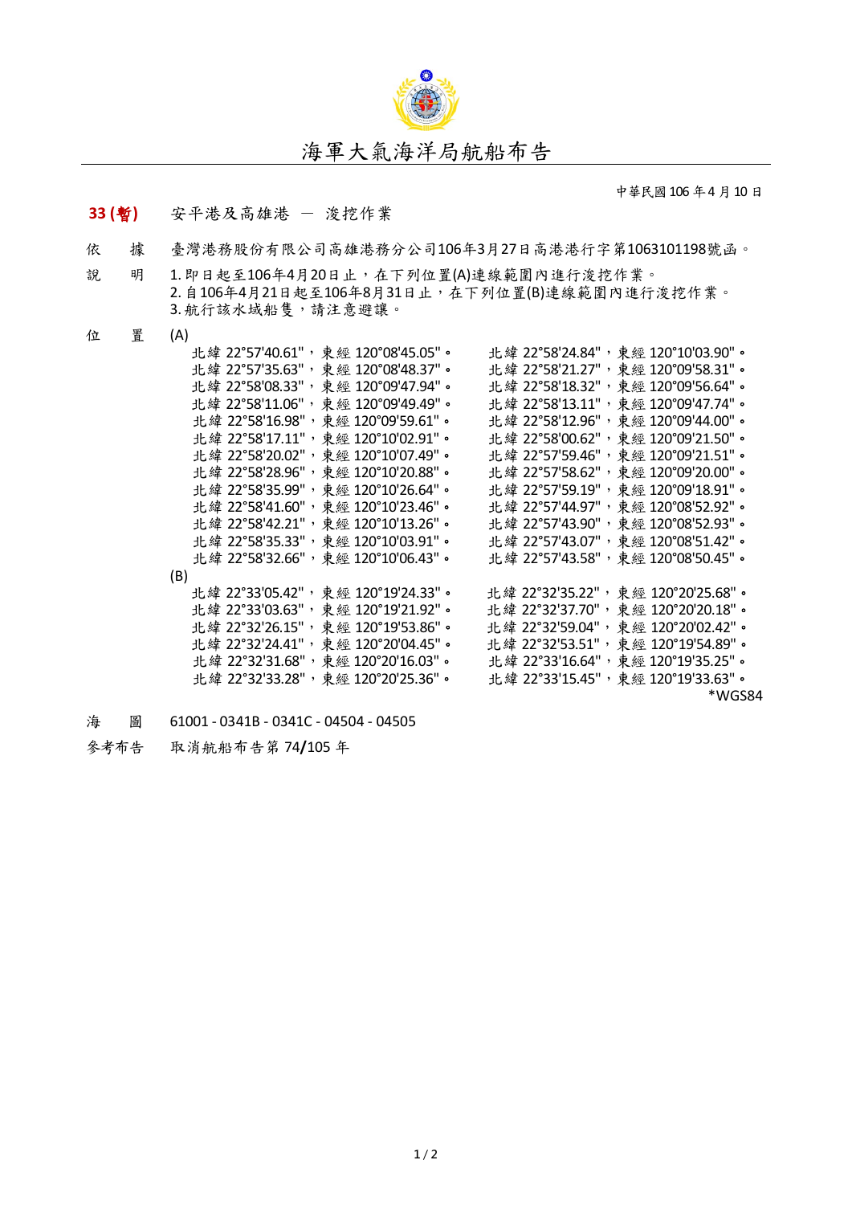# 海軍大氣海洋局航船布告

中華民國 106 年 4 月 10 日

**33 (暫)** 安平港及高雄港 － 浚挖作業

依　　據　臺灣港務股份有限公司高雄港務分公司106年3月27日高港港行字第1063101198號函。

說　　明　1. 即日起至106年4月20日止，在下列位置(A)連線範圍內進行浚挖作業。
2. 自106年4月21日起至106年8月31日止，在下列位置(B)連線範圍內進行浚挖作業。
3. 航行該水域船隻，請注意避讓。

位　　置　(A)

北緯 22°57'40.61"，東經 120°08'45.05"。
北緯 22°57'35.63"，東經 120°08'48.37"。
北緯 22°58'08.33"，東經 120°09'47.94"。
北緯 22°58'11.06"，東經 120°09'49.49"。
北緯 22°58'16.98"，東經 120°09'59.61"。
北緯 22°58'17.11"，東經 120°10'02.91"。
北緯 22°58'20.02"，東經 120°10'07.49"。
北緯 22°58'28.96"，東經 120°10'20.88"。
北緯 22°58'35.99"，東經 120°10'26.64"。
北緯 22°58'41.60"，東經 120°10'23.46"。
北緯 22°58'42.21"，東經 120°10'13.26"。
北緯 22°58'35.33"，東經 120°10'03.91"。
北緯 22°58'32.66"，東經 120°10'06.43"。
北緯 22°58'24.84"，東經 120°10'03.90"。
北緯 22°58'21.27"，東經 120°09'58.31"。
北緯 22°58'18.32"，東經 120°09'56.64"。
北緯 22°58'13.11"，東經 120°09'47.74"。
北緯 22°58'12.96"，東經 120°09'44.00"。
北緯 22°58'00.62"，東經 120°09'21.50"。
北緯 22°57'59.46"，東經 120°09'21.51"。
北緯 22°57'58.62"，東經 120°09'20.00"。
北緯 22°57'59.19"，東經 120°09'18.91"。
北緯 22°57'44.97"，東經 120°08'52.92"。
北緯 22°57'43.90"，東經 120°08'52.93"。
北緯 22°57'43.07"，東經 120°08'51.42"。
北緯 22°57'43.58"，東經 120°08'50.45"。

(B)

北緯 22°33'05.42"，東經 120°19'24.33"。
北緯 22°33'03.63"，東經 120°19'21.92"。
北緯 22°32'26.15"，東經 120°19'53.86"。
北緯 22°32'24.41"，東經 120°20'04.45"。
北緯 22°32'31.68"，東經 120°20'16.03"。
北緯 22°32'33.28"，東經 120°20'25.36"。
北緯 22°32'35.22"，東經 120°20'25.68"。
北緯 22°32'37.70"，東經 120°20'20.18"。
北緯 22°32'59.04"，東經 120°20'02.42"。
北緯 22°32'53.51"，東經 120°19'54.89"。
北緯 22°33'16.64"，東經 120°19'35.25"。
北緯 22°33'15.45"，東經 120°19'33.63"。

*WGS84

海　　圖　61001 - 0341B - 0341C - 04504 - 04505

參考布告　取消航船布告第 74/105 年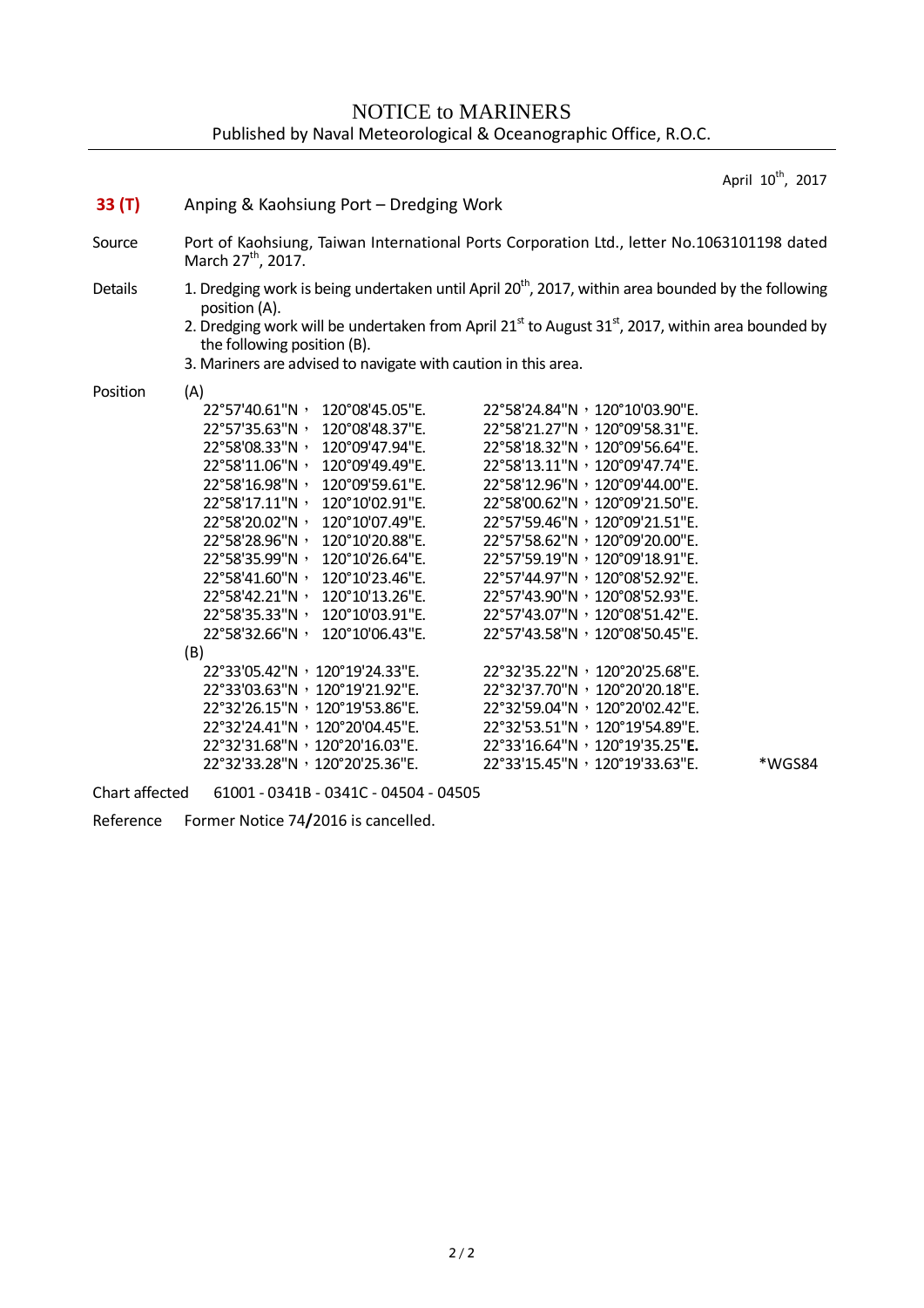# NOTICE to MARINERS

Published by Naval Meteorological & Oceanographic Office, R.O.C.

April 10th, 2017

## 33 (T) Anping & Kaohsiung Port – Dredging Work

**Source** Port of Kaohsiung, Taiwan International Ports Corporation Ltd., letter No.1063101198 dated March 27th, 2017.

**Details**

1. Dredging work is being undertaken until April 20th, 2017, within area bounded by the following position (A).
2. Dredging work will be undertaken from April 21st to August 31st, 2017, within area bounded by the following position (B).
3. Mariners are advised to navigate with caution in this area.

**Position**

(A)

| | |
|---|---|
| 22°57'40.61"N，120°08'45.05"E. | 22°58'24.84"N，120°10'03.90"E. |
| 22°57'35.63"N，120°08'48.37"E. | 22°58'21.27"N，120°09'58.31"E. |
| 22°58'08.33"N，120°09'47.94"E. | 22°58'18.32"N，120°09'56.64"E. |
| 22°58'11.06"N，120°09'49.49"E. | 22°58'13.11"N，120°09'47.74"E. |
| 22°58'16.98"N，120°09'59.61"E. | 22°58'12.96"N，120°09'44.00"E. |
| 22°58'17.11"N，120°10'02.91"E. | 22°58'00.62"N，120°09'21.50"E. |
| 22°58'20.02"N，120°10'07.49"E. | 22°57'59.46"N，120°09'21.51"E. |
| 22°58'28.96"N，120°10'20.88"E. | 22°57'58.62"N，120°09'20.00"E. |
| 22°58'35.99"N，120°10'26.64"E. | 22°57'59.19"N，120°09'18.91"E. |
| 22°58'41.60"N，120°10'23.46"E. | 22°57'44.97"N，120°08'52.92"E. |
| 22°58'42.21"N，120°10'13.26"E. | 22°57'43.90"N，120°08'52.93"E. |
| 22°58'35.33"N，120°10'03.91"E. | 22°57'43.07"N，120°08'51.42"E. |
| 22°58'32.66"N，120°10'06.43"E. | 22°57'43.58"N，120°08'50.45"E. |

(B)

| | |
|---|---|
| 22°33'05.42"N，120°19'24.33"E. | 22°32'35.22"N，120°20'25.68"E. |
| 22°33'03.63"N，120°19'21.92"E. | 22°32'37.70"N，120°20'20.18"E. |
| 22°32'26.15"N，120°19'53.86"E. | 22°32'59.04"N，120°20'02.42"E. |
| 22°32'24.41"N，120°20'04.45"E. | 22°32'53.51"N，120°19'54.89"E. |
| 22°32'31.68"N，120°20'16.03"E. | 22°33'16.64"N，120°19'35.25"**E.** |
| 22°32'33.28"N，120°20'25.36"E. | 22°33'15.45"N，120°19'33.63"E. |

*WGS84

**Chart affected** 61001 - 0341B - 0341C - 04504 - 04505

**Reference** Former Notice 74**/**2016 is cancelled.